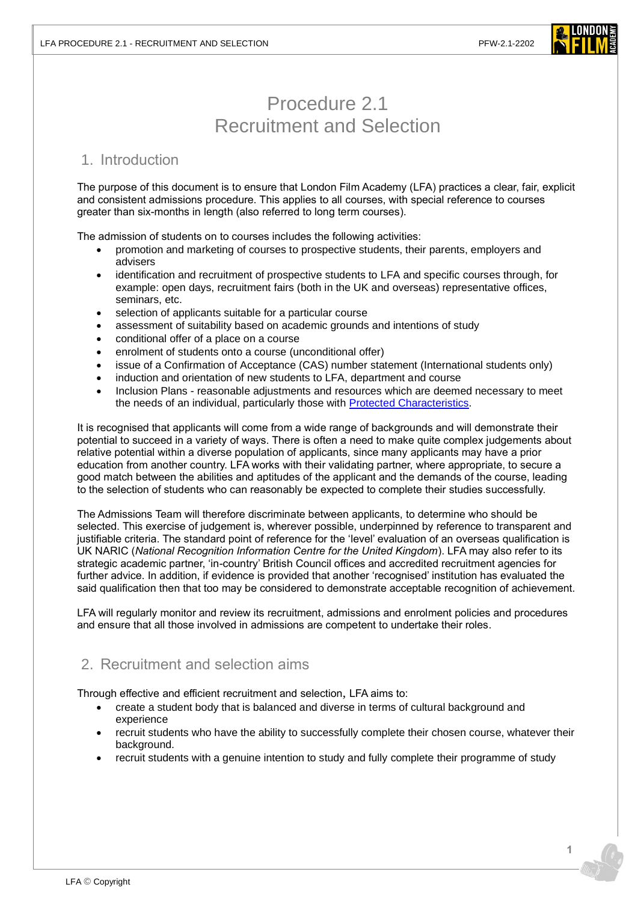# Procedure 2.1
# Recruitment and Selection

## 1. Introduction

The purpose of this document is to ensure that London Film Academy (LFA) practices a clear, fair, explicit and consistent admissions procedure. This applies to all courses, with special reference to courses greater than six-months in length (also referred to long term courses).

The admission of students on to courses includes the following activities:

- promotion and marketing of courses to prospective students, their parents, employers and advisers
- identification and recruitment of prospective students to LFA and specific courses through, for example: open days, recruitment fairs (both in the UK and overseas) representative offices, seminars, etc.
- selection of applicants suitable for a particular course
- assessment of suitability based on academic grounds and intentions of study
- conditional offer of a place on a course
- enrolment of students onto a course (unconditional offer)
- issue of a Confirmation of Acceptance (CAS) number statement (International students only)
- induction and orientation of new students to LFA, department and course
- Inclusion Plans - reasonable adjustments and resources which are deemed necessary to meet the needs of an individual, particularly those with Protected Characteristics.

It is recognised that applicants will come from a wide range of backgrounds and will demonstrate their potential to succeed in a variety of ways. There is often a need to make quite complex judgements about relative potential within a diverse population of applicants, since many applicants may have a prior education from another country. LFA works with their validating partner, where appropriate, to secure a good match between the abilities and aptitudes of the applicant and the demands of the course, leading to the selection of students who can reasonably be expected to complete their studies successfully.

The Admissions Team will therefore discriminate between applicants, to determine who should be selected. This exercise of judgement is, wherever possible, underpinned by reference to transparent and justifiable criteria. The standard point of reference for the 'level' evaluation of an overseas qualification is UK NARIC (*National Recognition Information Centre for the United Kingdom*). LFA may also refer to its strategic academic partner, 'in-country' British Council offices and accredited recruitment agencies for further advice. In addition, if evidence is provided that another 'recognised' institution has evaluated the said qualification then that too may be considered to demonstrate acceptable recognition of achievement.

LFA will regularly monitor and review its recruitment, admissions and enrolment policies and procedures and ensure that all those involved in admissions are competent to undertake their roles.

## 2. Recruitment and selection aims

Through effective and efficient recruitment and selection, LFA aims to:

- create a student body that is balanced and diverse in terms of cultural background and experience
- recruit students who have the ability to successfully complete their chosen course, whatever their background.
- recruit students with a genuine intention to study and fully complete their programme of study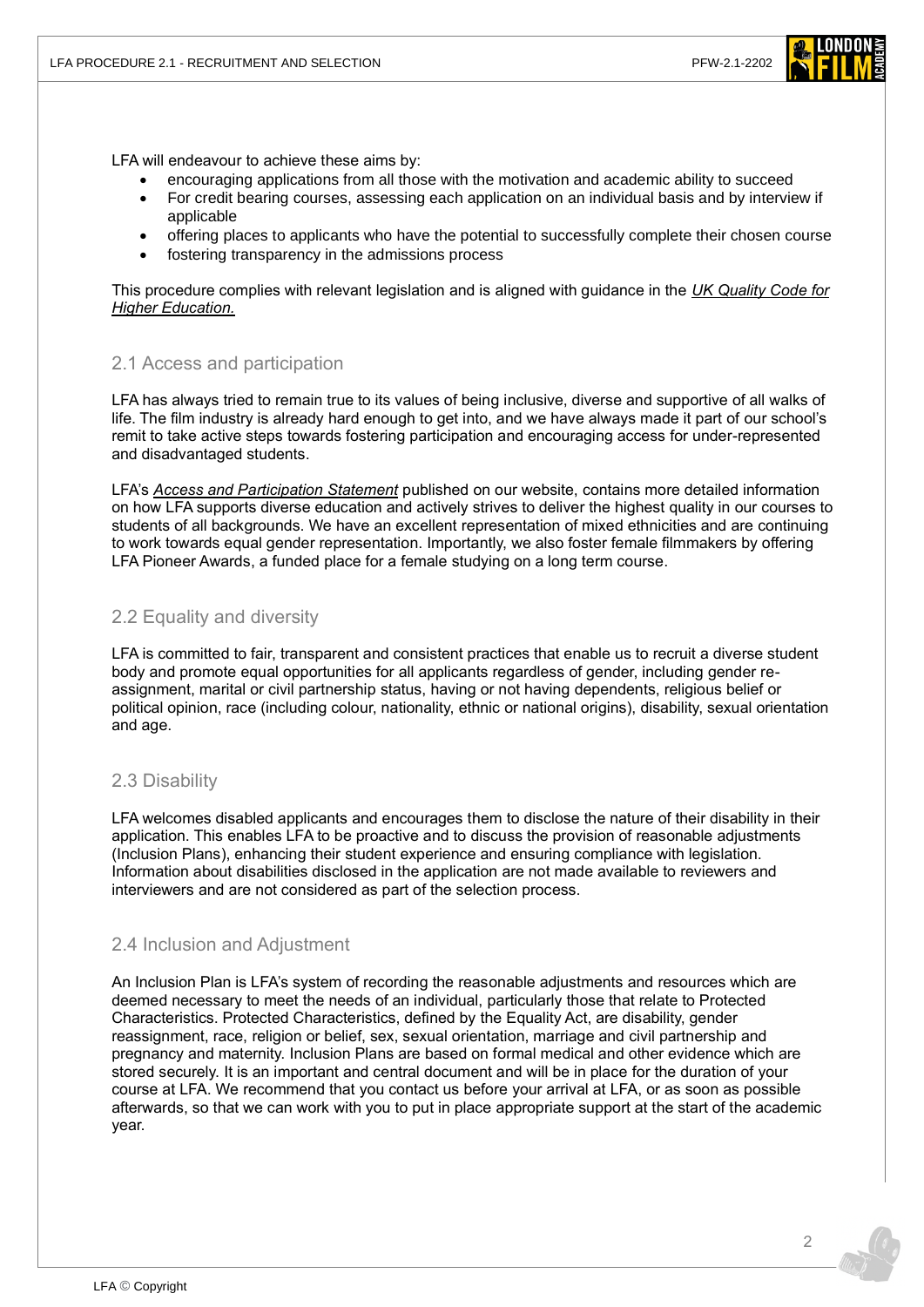LFA will endeavour to achieve these aims by:

- encouraging applications from all those with the motivation and academic ability to succeed
- For credit bearing courses, assessing each application on an individual basis and by interview if applicable
- offering places to applicants who have the potential to successfully complete their chosen course
- fostering transparency in the admissions process

This procedure complies with relevant legislation and is aligned with guidance in the *UK Quality Code for Higher Education.*

## 2.1 Access and participation

LFA has always tried to remain true to its values of being inclusive, diverse and supportive of all walks of life. The film industry is already hard enough to get into, and we have always made it part of our school's remit to take active steps towards fostering participation and encouraging access for under-represented and disadvantaged students.

LFA's *Access and Participation Statement* published on our website, contains more detailed information on how LFA supports diverse education and actively strives to deliver the highest quality in our courses to students of all backgrounds. We have an excellent representation of mixed ethnicities and are continuing to work towards equal gender representation. Importantly, we also foster female filmmakers by offering LFA Pioneer Awards, a funded place for a female studying on a long term course.

## 2.2 Equality and diversity

LFA is committed to fair, transparent and consistent practices that enable us to recruit a diverse student body and promote equal opportunities for all applicants regardless of gender, including gender re-assignment, marital or civil partnership status, having or not having dependents, religious belief or political opinion, race (including colour, nationality, ethnic or national origins), disability, sexual orientation and age.

## 2.3 Disability

LFA welcomes disabled applicants and encourages them to disclose the nature of their disability in their application. This enables LFA to be proactive and to discuss the provision of reasonable adjustments (Inclusion Plans), enhancing their student experience and ensuring compliance with legislation. Information about disabilities disclosed in the application are not made available to reviewers and interviewers and are not considered as part of the selection process.

## 2.4 Inclusion and Adjustment

An Inclusion Plan is LFA's system of recording the reasonable adjustments and resources which are deemed necessary to meet the needs of an individual, particularly those that relate to Protected Characteristics. Protected Characteristics, defined by the Equality Act, are disability, gender reassignment, race, religion or belief, sex, sexual orientation, marriage and civil partnership and pregnancy and maternity. Inclusion Plans are based on formal medical and other evidence which are stored securely. It is an important and central document and will be in place for the duration of your course at LFA. We recommend that you contact us before your arrival at LFA, or as soon as possible afterwards, so that we can work with you to put in place appropriate support at the start of the academic year.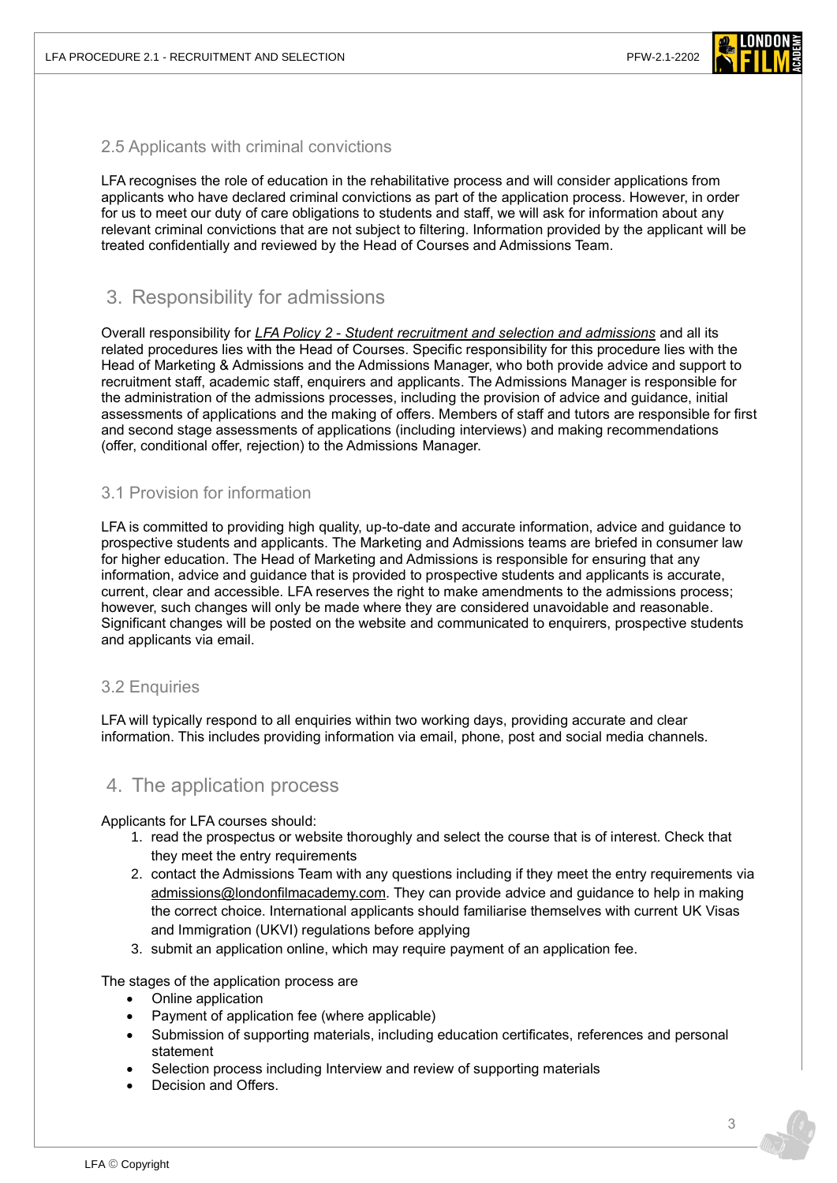### 2.5 Applicants with criminal convictions

LFA recognises the role of education in the rehabilitative process and will consider applications from applicants who have declared criminal convictions as part of the application process. However, in order for us to meet our duty of care obligations to students and staff, we will ask for information about any relevant criminal convictions that are not subject to filtering. Information provided by the applicant will be treated confidentially and reviewed by the Head of Courses and Admissions Team.

## 3. Responsibility for admissions

Overall responsibility for *LFA Policy 2 - Student recruitment and selection and admissions* and all its related procedures lies with the Head of Courses. Specific responsibility for this procedure lies with the Head of Marketing & Admissions and the Admissions Manager, who both provide advice and support to recruitment staff, academic staff, enquirers and applicants. The Admissions Manager is responsible for the administration of the admissions processes, including the provision of advice and guidance, initial assessments of applications and the making of offers. Members of staff and tutors are responsible for first and second stage assessments of applications (including interviews) and making recommendations (offer, conditional offer, rejection) to the Admissions Manager.

### 3.1 Provision for information

LFA is committed to providing high quality, up-to-date and accurate information, advice and guidance to prospective students and applicants. The Marketing and Admissions teams are briefed in consumer law for higher education. The Head of Marketing and Admissions is responsible for ensuring that any information, advice and guidance that is provided to prospective students and applicants is accurate, current, clear and accessible. LFA reserves the right to make amendments to the admissions process; however, such changes will only be made where they are considered unavoidable and reasonable. Significant changes will be posted on the website and communicated to enquirers, prospective students and applicants via email.

### 3.2 Enquiries

LFA will typically respond to all enquiries within two working days, providing accurate and clear information. This includes providing information via email, phone, post and social media channels.

## 4. The application process

Applicants for LFA courses should:

1. read the prospectus or website thoroughly and select the course that is of interest. Check that they meet the entry requirements
2. contact the Admissions Team with any questions including if they meet the entry requirements via admissions@londonfilmacademy.com. They can provide advice and guidance to help in making the correct choice. International applicants should familiarise themselves with current UK Visas and Immigration (UKVI) regulations before applying
3. submit an application online, which may require payment of an application fee.

The stages of the application process are

- Online application
- Payment of application fee (where applicable)
- Submission of supporting materials, including education certificates, references and personal statement
- Selection process including Interview and review of supporting materials
- Decision and Offers.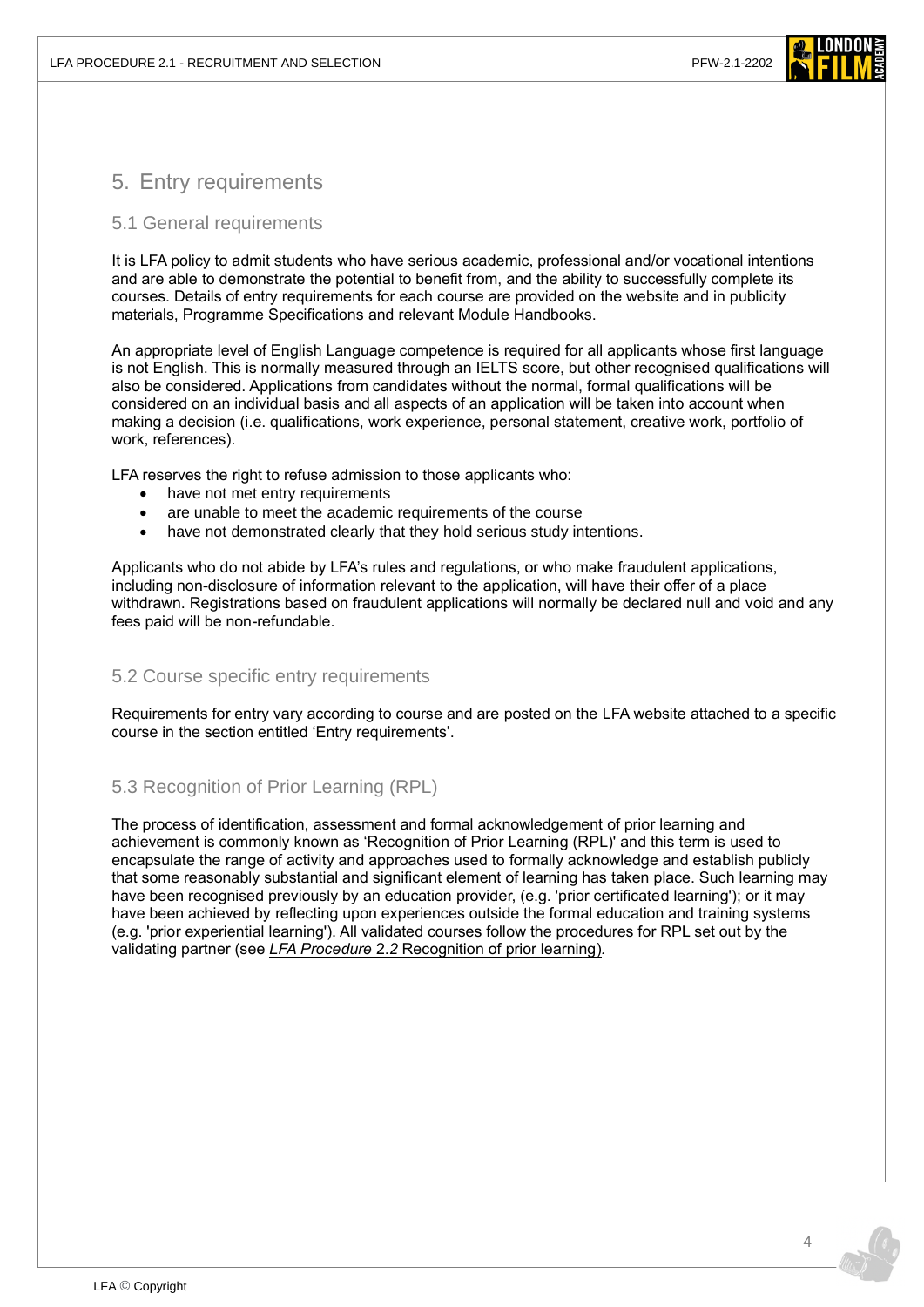# 5. Entry requirements

## 5.1 General requirements

It is LFA policy to admit students who have serious academic, professional and/or vocational intentions and are able to demonstrate the potential to benefit from, and the ability to successfully complete its courses. Details of entry requirements for each course are provided on the website and in publicity materials, Programme Specifications and relevant Module Handbooks.

An appropriate level of English Language competence is required for all applicants whose first language is not English. This is normally measured through an IELTS score, but other recognised qualifications will also be considered. Applications from candidates without the normal, formal qualifications will be considered on an individual basis and all aspects of an application will be taken into account when making a decision (i.e. qualifications, work experience, personal statement, creative work, portfolio of work, references).

LFA reserves the right to refuse admission to those applicants who:

- have not met entry requirements
- are unable to meet the academic requirements of the course
- have not demonstrated clearly that they hold serious study intentions.

Applicants who do not abide by LFA's rules and regulations, or who make fraudulent applications, including non-disclosure of information relevant to the application, will have their offer of a place withdrawn. Registrations based on fraudulent applications will normally be declared null and void and any fees paid will be non-refundable.

## 5.2 Course specific entry requirements

Requirements for entry vary according to course and are posted on the LFA website attached to a specific course in the section entitled 'Entry requirements'.

## 5.3 Recognition of Prior Learning (RPL)

The process of identification, assessment and formal acknowledgement of prior learning and achievement is commonly known as 'Recognition of Prior Learning (RPL)' and this term is used to encapsulate the range of activity and approaches used to formally acknowledge and establish publicly that some reasonably substantial and significant element of learning has taken place. Such learning may have been recognised previously by an education provider, (e.g. 'prior certificated learning'); or it may have been achieved by reflecting upon experiences outside the formal education and training systems (e.g. 'prior experiential learning'). All validated courses follow the procedures for RPL set out by the validating partner (see *LFA Procedure 2.2* Recognition of prior learning).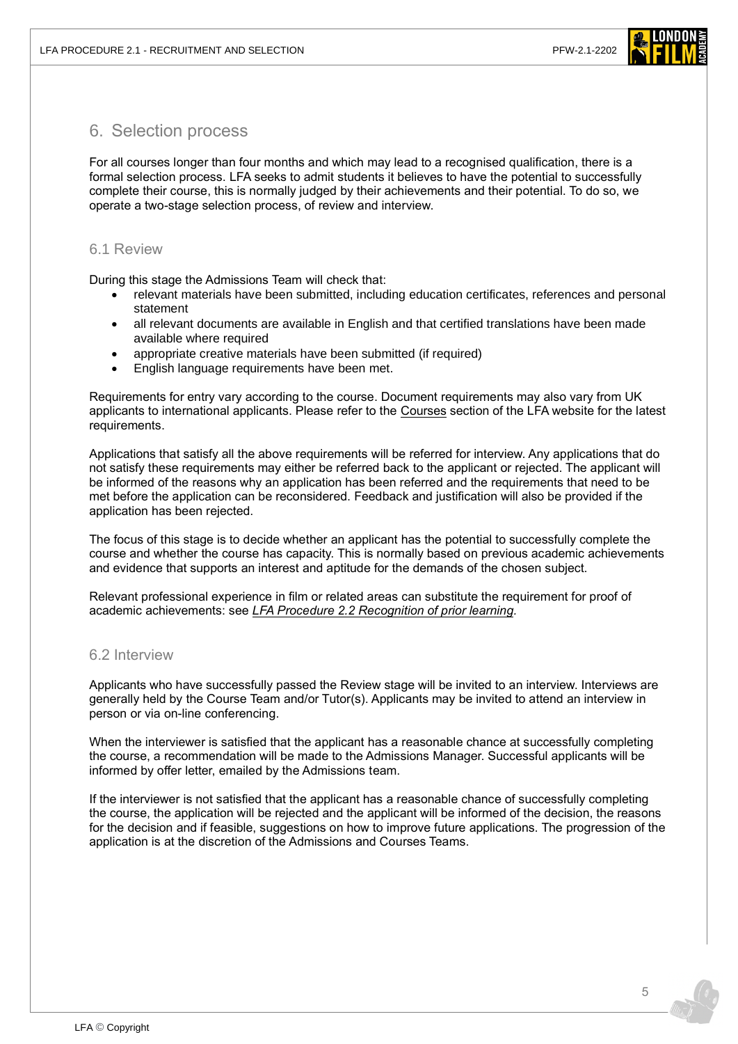## 6. Selection process

For all courses longer than four months and which may lead to a recognised qualification, there is a formal selection process. LFA seeks to admit students it believes to have the potential to successfully complete their course, this is normally judged by their achievements and their potential. To do so, we operate a two-stage selection process, of review and interview.

### 6.1 Review

During this stage the Admissions Team will check that:

- relevant materials have been submitted, including education certificates, references and personal statement
- all relevant documents are available in English and that certified translations have been made available where required
- appropriate creative materials have been submitted (if required)
- English language requirements have been met.

Requirements for entry vary according to the course. Document requirements may also vary from UK applicants to international applicants. Please refer to the Courses section of the LFA website for the latest requirements.

Applications that satisfy all the above requirements will be referred for interview. Any applications that do not satisfy these requirements may either be referred back to the applicant or rejected. The applicant will be informed of the reasons why an application has been referred and the requirements that need to be met before the application can be reconsidered. Feedback and justification will also be provided if the application has been rejected.

The focus of this stage is to decide whether an applicant has the potential to successfully complete the course and whether the course has capacity. This is normally based on previous academic achievements and evidence that supports an interest and aptitude for the demands of the chosen subject.

Relevant professional experience in film or related areas can substitute the requirement for proof of academic achievements: see *LFA Procedure 2.2 Recognition of prior learning*.

### 6.2 Interview

Applicants who have successfully passed the Review stage will be invited to an interview. Interviews are generally held by the Course Team and/or Tutor(s). Applicants may be invited to attend an interview in person or via on-line conferencing.

When the interviewer is satisfied that the applicant has a reasonable chance at successfully completing the course, a recommendation will be made to the Admissions Manager. Successful applicants will be informed by offer letter, emailed by the Admissions team.

If the interviewer is not satisfied that the applicant has a reasonable chance of successfully completing the course, the application will be rejected and the applicant will be informed of the decision, the reasons for the decision and if feasible, suggestions on how to improve future applications. The progression of the application is at the discretion of the Admissions and Courses Teams.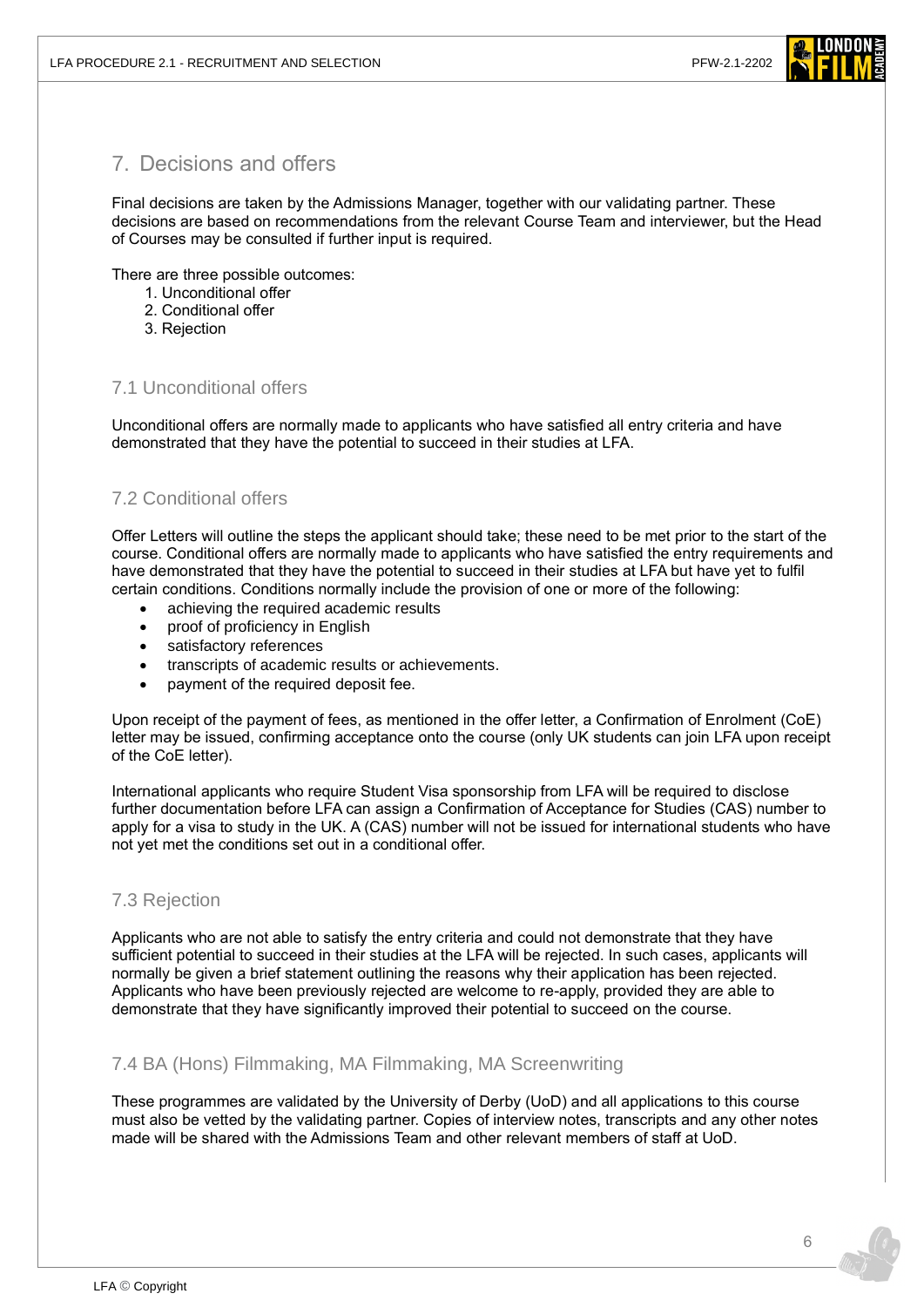## 7. Decisions and offers

Final decisions are taken by the Admissions Manager, together with our validating partner. These decisions are based on recommendations from the relevant Course Team and interviewer, but the Head of Courses may be consulted if further input is required.

There are three possible outcomes:

1. Unconditional offer
2. Conditional offer
3. Rejection

### 7.1 Unconditional offers

Unconditional offers are normally made to applicants who have satisfied all entry criteria and have demonstrated that they have the potential to succeed in their studies at LFA.

### 7.2 Conditional offers

Offer Letters will outline the steps the applicant should take; these need to be met prior to the start of the course. Conditional offers are normally made to applicants who have satisfied the entry requirements and have demonstrated that they have the potential to succeed in their studies at LFA but have yet to fulfil certain conditions. Conditions normally include the provision of one or more of the following:

- achieving the required academic results
- proof of proficiency in English
- satisfactory references
- transcripts of academic results or achievements.
- payment of the required deposit fee.

Upon receipt of the payment of fees, as mentioned in the offer letter, a Confirmation of Enrolment (CoE) letter may be issued, confirming acceptance onto the course (only UK students can join LFA upon receipt of the CoE letter).

International applicants who require Student Visa sponsorship from LFA will be required to disclose further documentation before LFA can assign a Confirmation of Acceptance for Studies (CAS) number to apply for a visa to study in the UK. A (CAS) number will not be issued for international students who have not yet met the conditions set out in a conditional offer.

### 7.3 Rejection

Applicants who are not able to satisfy the entry criteria and could not demonstrate that they have sufficient potential to succeed in their studies at the LFA will be rejected. In such cases, applicants will normally be given a brief statement outlining the reasons why their application has been rejected. Applicants who have been previously rejected are welcome to re-apply, provided they are able to demonstrate that they have significantly improved their potential to succeed on the course.

### 7.4 BA (Hons) Filmmaking, MA Filmmaking, MA Screenwriting

These programmes are validated by the University of Derby (UoD) and all applications to this course must also be vetted by the validating partner. Copies of interview notes, transcripts and any other notes made will be shared with the Admissions Team and other relevant members of staff at UoD.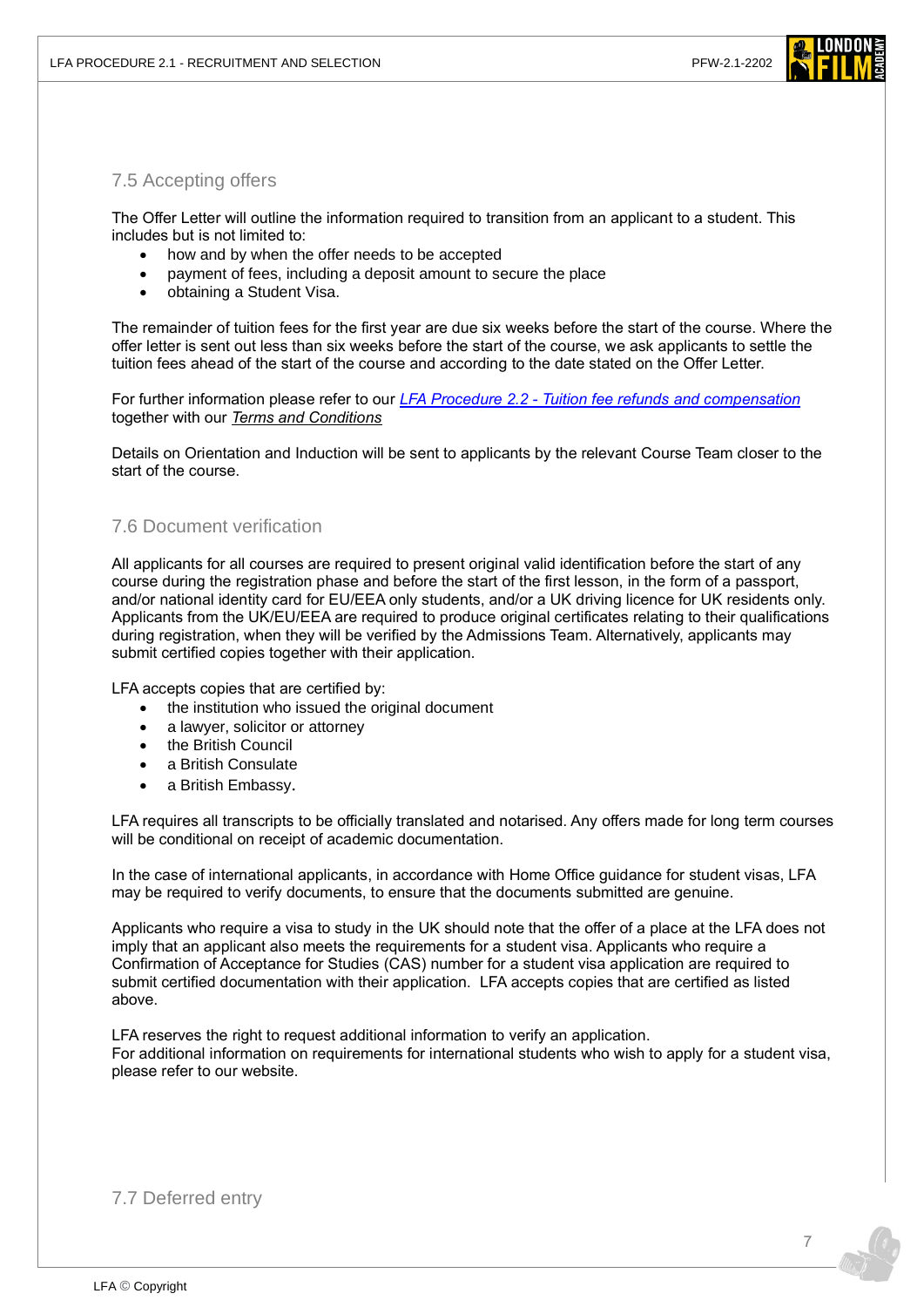### 7.5 Accepting offers

The Offer Letter will outline the information required to transition from an applicant to a student. This includes but is not limited to:

- how and by when the offer needs to be accepted
- payment of fees, including a deposit amount to secure the place
- obtaining a Student Visa.

The remainder of tuition fees for the first year are due six weeks before the start of the course. Where the offer letter is sent out less than six weeks before the start of the course, we ask applicants to settle the tuition fees ahead of the start of the course and according to the date stated on the Offer Letter.

For further information please refer to our *LFA Procedure 2.2 - Tuition fee refunds and compensation* together with our *Terms and Conditions*

Details on Orientation and Induction will be sent to applicants by the relevant Course Team closer to the start of the course.

### 7.6 Document verification

All applicants for all courses are required to present original valid identification before the start of any course during the registration phase and before the start of the first lesson, in the form of a passport, and/or national identity card for EU/EEA only students, and/or a UK driving licence for UK residents only. Applicants from the UK/EU/EEA are required to produce original certificates relating to their qualifications during registration, when they will be verified by the Admissions Team. Alternatively, applicants may submit certified copies together with their application.

LFA accepts copies that are certified by:

- the institution who issued the original document
- a lawyer, solicitor or attorney
- the British Council
- a British Consulate
- a British Embassy.

LFA requires all transcripts to be officially translated and notarised. Any offers made for long term courses will be conditional on receipt of academic documentation.

In the case of international applicants, in accordance with Home Office guidance for student visas, LFA may be required to verify documents, to ensure that the documents submitted are genuine.

Applicants who require a visa to study in the UK should note that the offer of a place at the LFA does not imply that an applicant also meets the requirements for a student visa. Applicants who require a Confirmation of Acceptance for Studies (CAS) number for a student visa application are required to submit certified documentation with their application. LFA accepts copies that are certified as listed above.

LFA reserves the right to request additional information to verify an application.
For additional information on requirements for international students who wish to apply for a student visa, please refer to our website.

### 7.7 Deferred entry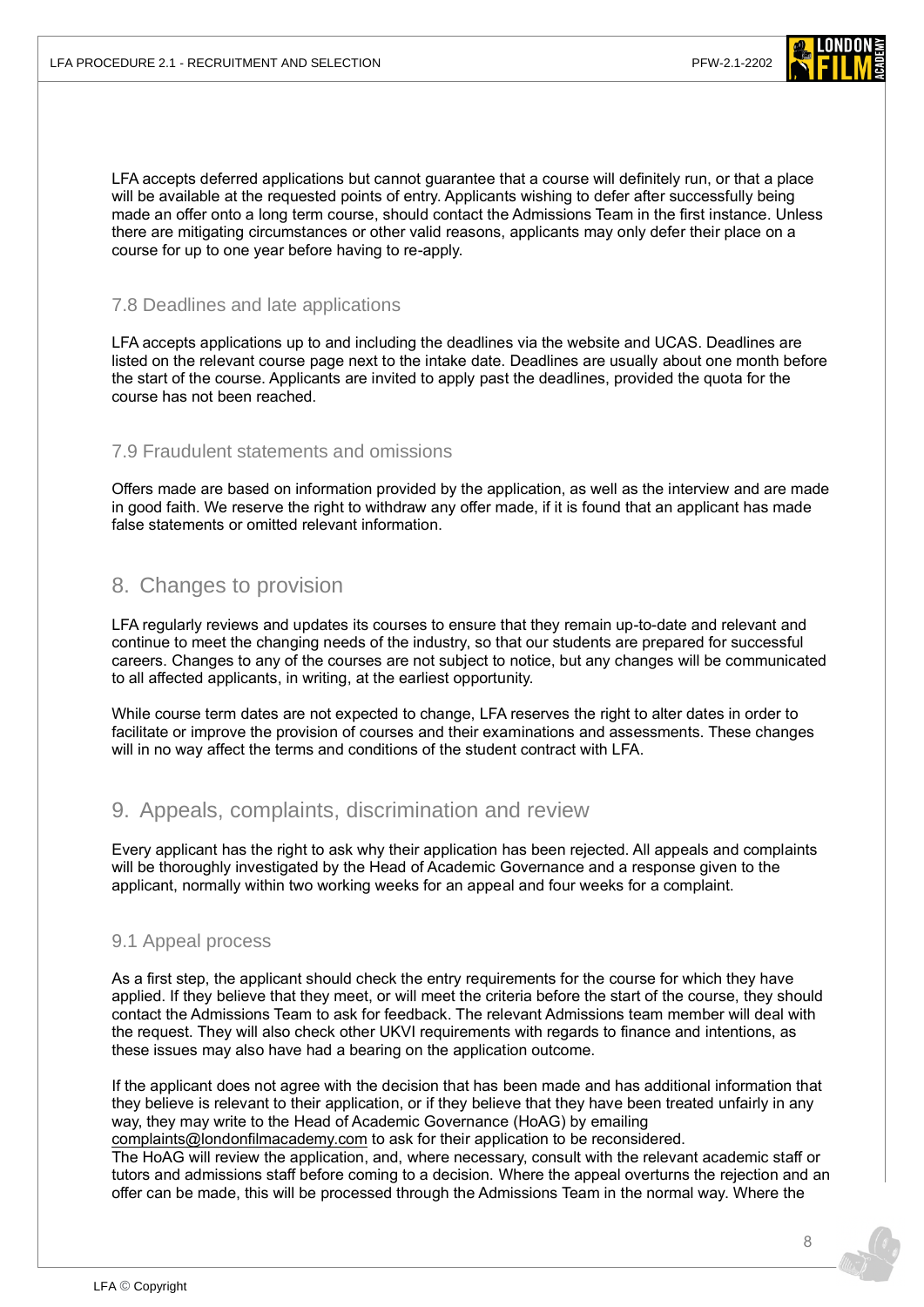LFA accepts deferred applications but cannot guarantee that a course will definitely run, or that a place will be available at the requested points of entry. Applicants wishing to defer after successfully being made an offer onto a long term course, should contact the Admissions Team in the first instance. Unless there are mitigating circumstances or other valid reasons, applicants may only defer their place on a course for up to one year before having to re-apply.

### 7.8 Deadlines and late applications

LFA accepts applications up to and including the deadlines via the website and UCAS. Deadlines are listed on the relevant course page next to the intake date. Deadlines are usually about one month before the start of the course. Applicants are invited to apply past the deadlines, provided the quota for the course has not been reached.

### 7.9 Fraudulent statements and omissions

Offers made are based on information provided by the application, as well as the interview and are made in good faith. We reserve the right to withdraw any offer made, if it is found that an applicant has made false statements or omitted relevant information.

## 8. Changes to provision

LFA regularly reviews and updates its courses to ensure that they remain up-to-date and relevant and continue to meet the changing needs of the industry, so that our students are prepared for successful careers. Changes to any of the courses are not subject to notice, but any changes will be communicated to all affected applicants, in writing, at the earliest opportunity.

While course term dates are not expected to change, LFA reserves the right to alter dates in order to facilitate or improve the provision of courses and their examinations and assessments. These changes will in no way affect the terms and conditions of the student contract with LFA.

## 9. Appeals, complaints, discrimination and review

Every applicant has the right to ask why their application has been rejected. All appeals and complaints will be thoroughly investigated by the Head of Academic Governance and a response given to the applicant, normally within two working weeks for an appeal and four weeks for a complaint.

### 9.1 Appeal process

As a first step, the applicant should check the entry requirements for the course for which they have applied. If they believe that they meet, or will meet the criteria before the start of the course, they should contact the Admissions Team to ask for feedback. The relevant Admissions team member will deal with the request. They will also check other UKVI requirements with regards to finance and intentions, as these issues may also have had a bearing on the application outcome.

If the applicant does not agree with the decision that has been made and has additional information that they believe is relevant to their application, or if they believe that they have been treated unfairly in any way, they may write to the Head of Academic Governance (HoAG) by emailing complaints@londonfilmacademy.com to ask for their application to be reconsidered.
The HoAG will review the application, and, where necessary, consult with the relevant academic staff or tutors and admissions staff before coming to a decision. Where the appeal overturns the rejection and an offer can be made, this will be processed through the Admissions Team in the normal way. Where the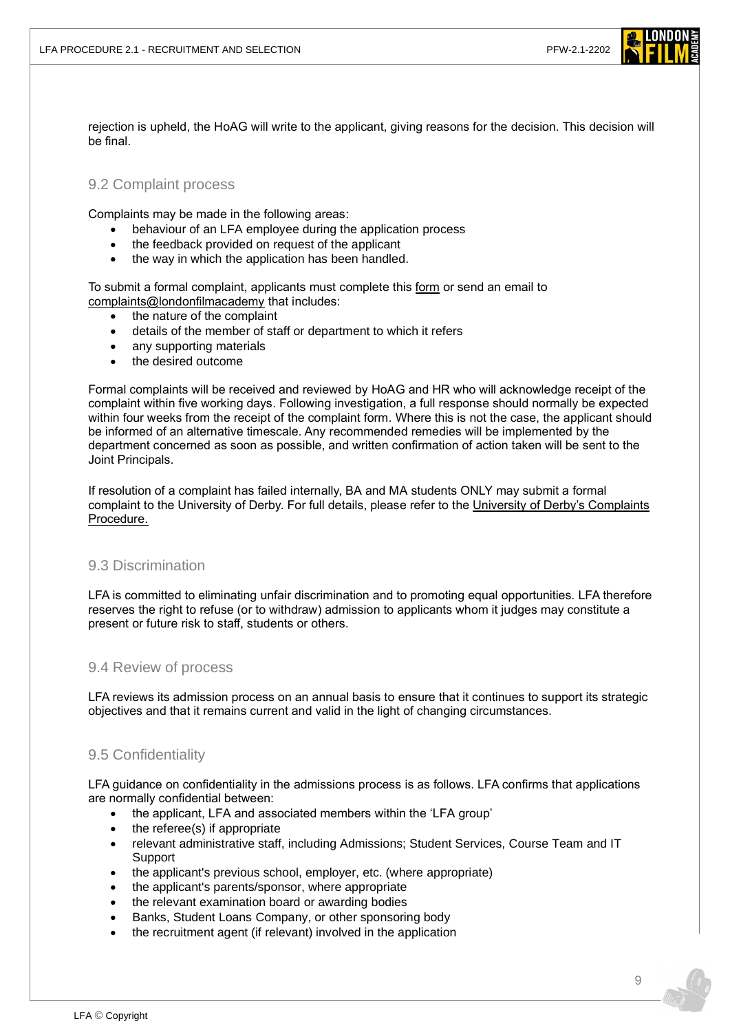rejection is upheld, the HoAG will write to the applicant, giving reasons for the decision. This decision will be final.

## 9.2 Complaint process

Complaints may be made in the following areas:

- behaviour of an LFA employee during the application process
- the feedback provided on request of the applicant
- the way in which the application has been handled.

To submit a formal complaint, applicants must complete this form or send an email to complaints@londonfilmacademy that includes:

- the nature of the complaint
- details of the member of staff or department to which it refers
- any supporting materials
- the desired outcome

Formal complaints will be received and reviewed by HoAG and HR who will acknowledge receipt of the complaint within five working days. Following investigation, a full response should normally be expected within four weeks from the receipt of the complaint form. Where this is not the case, the applicant should be informed of an alternative timescale. Any recommended remedies will be implemented by the department concerned as soon as possible, and written confirmation of action taken will be sent to the Joint Principals.

If resolution of a complaint has failed internally, BA and MA students ONLY may submit a formal complaint to the University of Derby. For full details, please refer to the University of Derby's Complaints Procedure.

## 9.3 Discrimination

LFA is committed to eliminating unfair discrimination and to promoting equal opportunities. LFA therefore reserves the right to refuse (or to withdraw) admission to applicants whom it judges may constitute a present or future risk to staff, students or others.

## 9.4 Review of process

LFA reviews its admission process on an annual basis to ensure that it continues to support its strategic objectives and that it remains current and valid in the light of changing circumstances.

## 9.5 Confidentiality

LFA guidance on confidentiality in the admissions process is as follows. LFA confirms that applications are normally confidential between:

- the applicant, LFA and associated members within the 'LFA group'
- the referee(s) if appropriate
- relevant administrative staff, including Admissions; Student Services, Course Team and IT Support
- the applicant's previous school, employer, etc. (where appropriate)
- the applicant's parents/sponsor, where appropriate
- the relevant examination board or awarding bodies
- Banks, Student Loans Company, or other sponsoring body
- the recruitment agent (if relevant) involved in the application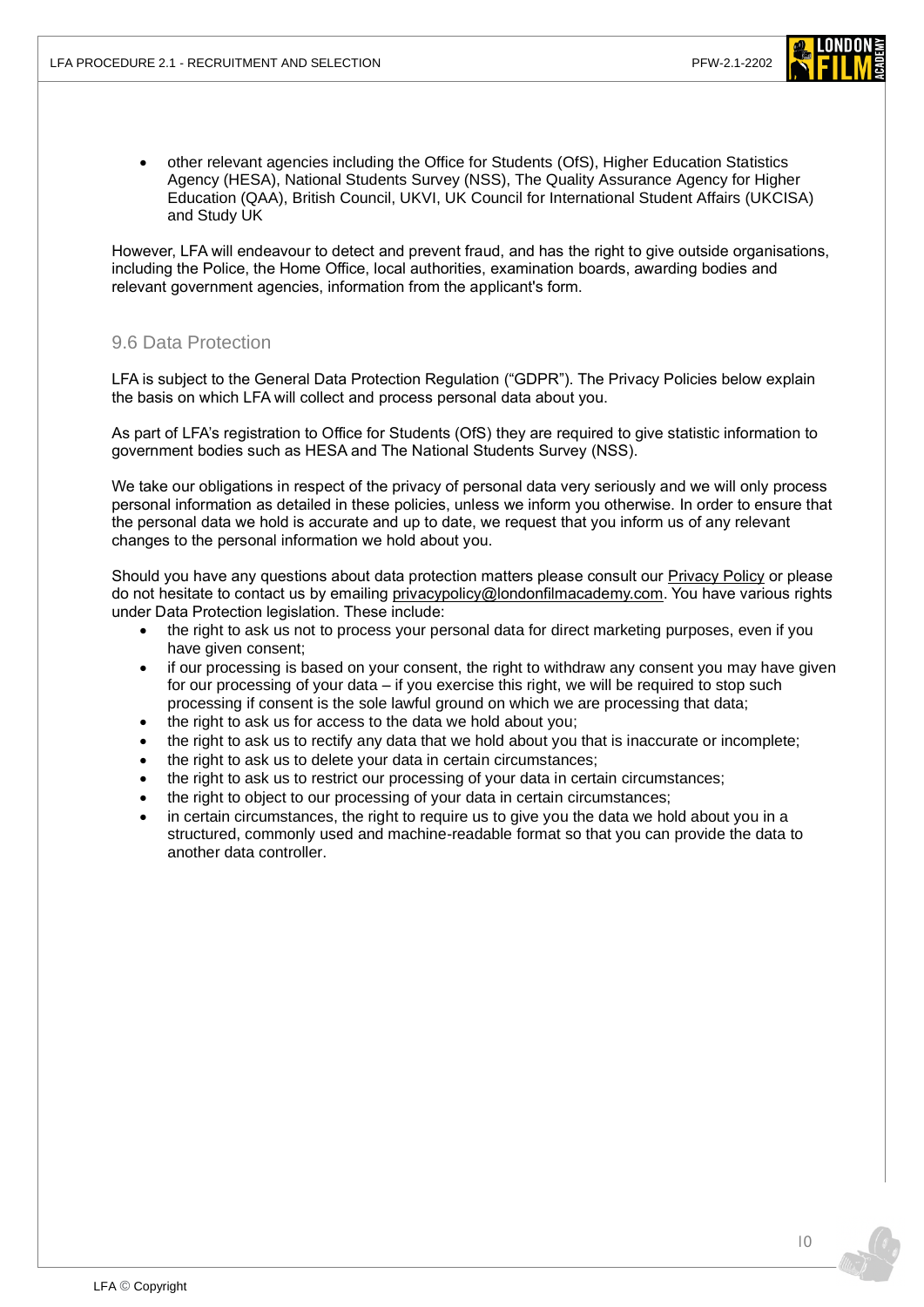- other relevant agencies including the Office for Students (OfS), Higher Education Statistics Agency (HESA), National Students Survey (NSS), The Quality Assurance Agency for Higher Education (QAA), British Council, UKVI, UK Council for International Student Affairs (UKCISA) and Study UK

However, LFA will endeavour to detect and prevent fraud, and has the right to give outside organisations, including the Police, the Home Office, local authorities, examination boards, awarding bodies and relevant government agencies, information from the applicant's form.

## 9.6 Data Protection

LFA is subject to the General Data Protection Regulation ("GDPR"). The Privacy Policies below explain the basis on which LFA will collect and process personal data about you.

As part of LFA's registration to Office for Students (OfS) they are required to give statistic information to government bodies such as HESA and The National Students Survey (NSS).

We take our obligations in respect of the privacy of personal data very seriously and we will only process personal information as detailed in these policies, unless we inform you otherwise. In order to ensure that the personal data we hold is accurate and up to date, we request that you inform us of any relevant changes to the personal information we hold about you.

Should you have any questions about data protection matters please consult our Privacy Policy or please do not hesitate to contact us by emailing privacypolicy@londonfilmacademy.com. You have various rights under Data Protection legislation. These include:

- the right to ask us not to process your personal data for direct marketing purposes, even if you have given consent;
- if our processing is based on your consent, the right to withdraw any consent you may have given for our processing of your data – if you exercise this right, we will be required to stop such processing if consent is the sole lawful ground on which we are processing that data;
- the right to ask us for access to the data we hold about you;
- the right to ask us to rectify any data that we hold about you that is inaccurate or incomplete;
- the right to ask us to delete your data in certain circumstances;
- the right to ask us to restrict our processing of your data in certain circumstances;
- the right to object to our processing of your data in certain circumstances;
- in certain circumstances, the right to require us to give you the data we hold about you in a structured, commonly used and machine-readable format so that you can provide the data to another data controller.